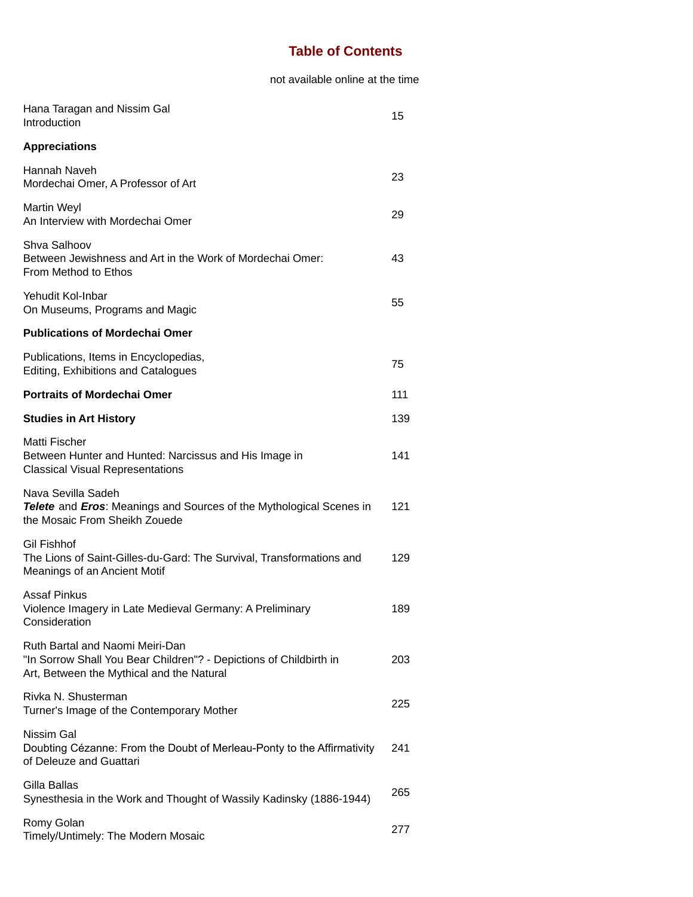# Table of Contents

not available online at the time

| | |
|---|---|
| Hana Taragan and Nissim Gal<br>Introduction | 15 |
| **Appreciations** | |
| Hannah Naveh<br>Mordechai Omer, A Professor of Art | 23 |
| Martin Weyl<br>An Interview with Mordechai Omer | 29 |
| Shva Salhoov<br>Between Jewishness and Art in the Work of Mordechai Omer: From Method to Ethos | 43 |
| Yehudit Kol-Inbar<br>On Museums, Programs and Magic | 55 |
| **Publications of Mordechai Omer** | |
| Publications, Items in Encyclopedias, Editing, Exhibitions and Catalogues | 75 |
| **Portraits of Mordechai Omer** | 111 |
| **Studies in Art History** | 139 |
| Matti Fischer<br>Between Hunter and Hunted: Narcissus and His Image in Classical Visual Representations | 141 |
| Nava Sevilla Sadeh<br>***Telete*** and ***Eros***: Meanings and Sources of the Mythological Scenes in the Mosaic From Sheikh Zouede | 121 |
| Gil Fishhof<br>The Lions of Saint-Gilles-du-Gard: The Survival, Transformations and Meanings of an Ancient Motif | 129 |
| Assaf Pinkus<br>Violence Imagery in Late Medieval Germany: A Preliminary Consideration | 189 |
| Ruth Bartal and Naomi Meiri-Dan<br>"In Sorrow Shall You Bear Children"? - Depictions of Childbirth in Art, Between the Mythical and the Natural | 203 |
| Rivka N. Shusterman<br>Turner's Image of the Contemporary Mother | 225 |
| Nissim Gal<br>Doubting Cézanne: From the Doubt of Merleau-Ponty to the Affirmativity of Deleuze and Guattari | 241 |
| Gilla Ballas<br>Synesthesia in the Work and Thought of Wassily Kadinsky (1886-1944) | 265 |
| Romy Golan<br>Timely/Untimely: The Modern Mosaic | 277 |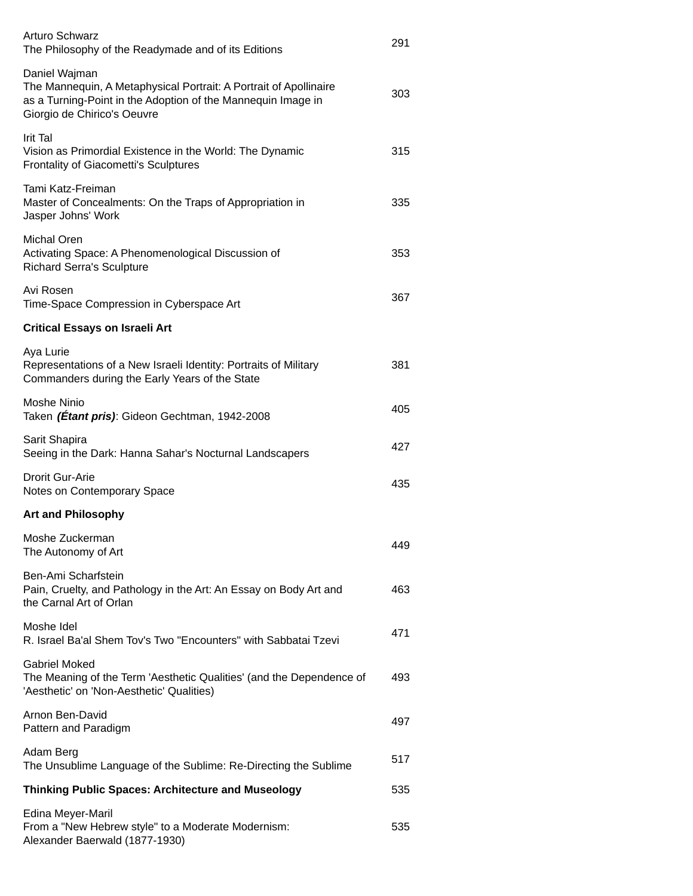Arturo Schwarz
The Philosophy of the Readymade and of its Editions — 291

Daniel Wajman
The Mannequin, A Metaphysical Portrait: A Portrait of Apollinaire as a Turning-Point in the Adoption of the Mannequin Image in Giorgio de Chirico's Oeuvre — 303

Irit Tal
Vision as Primordial Existence in the World: The Dynamic Frontality of Giacometti's Sculptures — 315

Tami Katz-Freiman
Master of Concealments: On the Traps of Appropriation in Jasper Johns' Work — 335

Michal Oren
Activating Space: A Phenomenological Discussion of Richard Serra's Sculpture — 353

Avi Rosen
Time-Space Compression in Cyberspace Art — 367

**Critical Essays on Israeli Art**

Aya Lurie
Representations of a New Israeli Identity: Portraits of Military Commanders during the Early Years of the State — 381

Moshe Ninio
Taken ***(Étant pris)***: Gideon Gechtman, 1942-2008 — 405

Sarit Shapira
Seeing in the Dark: Hanna Sahar's Nocturnal Landscapers — 427

Drorit Gur-Arie
Notes on Contemporary Space — 435

**Art and Philosophy**

Moshe Zuckerman
The Autonomy of Art — 449

Ben-Ami Scharfstein
Pain, Cruelty, and Pathology in the Art: An Essay on Body Art and the Carnal Art of Orlan — 463

Moshe Idel
R. Israel Ba'al Shem Tov's Two "Encounters" with Sabbatai Tzevi — 471

Gabriel Moked
The Meaning of the Term 'Aesthetic Qualities' (and the Dependence of 'Aesthetic' on 'Non-Aesthetic' Qualities) — 493

Arnon Ben-David
Pattern and Paradigm — 497

Adam Berg
The Unsublime Language of the Sublime: Re-Directing the Sublime — 517

**Thinking Public Spaces: Architecture and Museology** — 535

Edina Meyer-Maril
From a "New Hebrew style" to a Moderate Modernism: Alexander Baerwald (1877-1930) — 535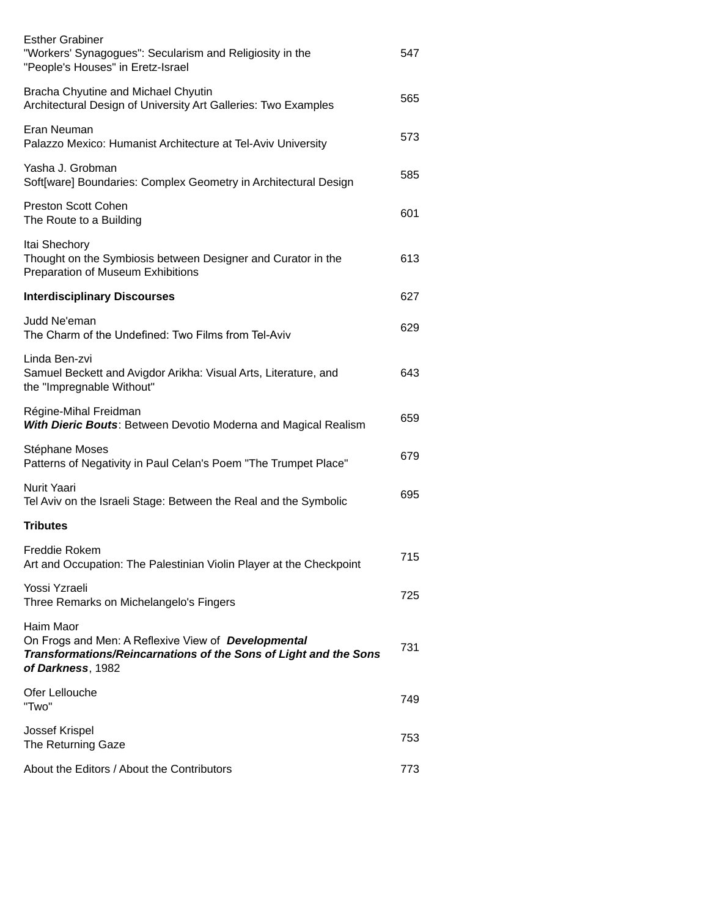Esther Grabiner
"Workers' Synagogues": Secularism and Religiosity in the "People's Houses" in Eretz-Israel — 547

Bracha Chyutine and Michael Chyutin
Architectural Design of University Art Galleries: Two Examples — 565

Eran Neuman
Palazzo Mexico: Humanist Architecture at Tel-Aviv University — 573

Yasha J. Grobman
Soft[ware] Boundaries: Complex Geometry in Architectural Design — 585

Preston Scott Cohen
The Route to a Building — 601

Itai Shechory
Thought on the Symbiosis between Designer and Curator in the Preparation of Museum Exhibitions — 613

**Interdisciplinary Discourses** — 627

Judd Ne'eman
The Charm of the Undefined: Two Films from Tel-Aviv — 629

Linda Ben-zvi
Samuel Beckett and Avigdor Arikha: Visual Arts, Literature, and the "Impregnable Without" — 643

Régine-Mihal Freidman
***With Dieric Bouts***: Between Devotio Moderna and Magical Realism — 659

Stéphane Moses
Patterns of Negativity in Paul Celan's Poem "The Trumpet Place" — 679

Nurit Yaari
Tel Aviv on the Israeli Stage: Between the Real and the Symbolic — 695

**Tributes**

Freddie Rokem
Art and Occupation: The Palestinian Violin Player at the Checkpoint — 715

Yossi Yzraeli
Three Remarks on Michelangelo's Fingers — 725

Haim Maor
On Frogs and Men: A Reflexive View of ***Developmental Transformations/Reincarnations of the Sons of Light and the Sons of Darkness***, 1982 — 731

Ofer Lellouche
"Two" — 749

Jossef Krispel
The Returning Gaze — 753

About the Editors / About the Contributors — 773